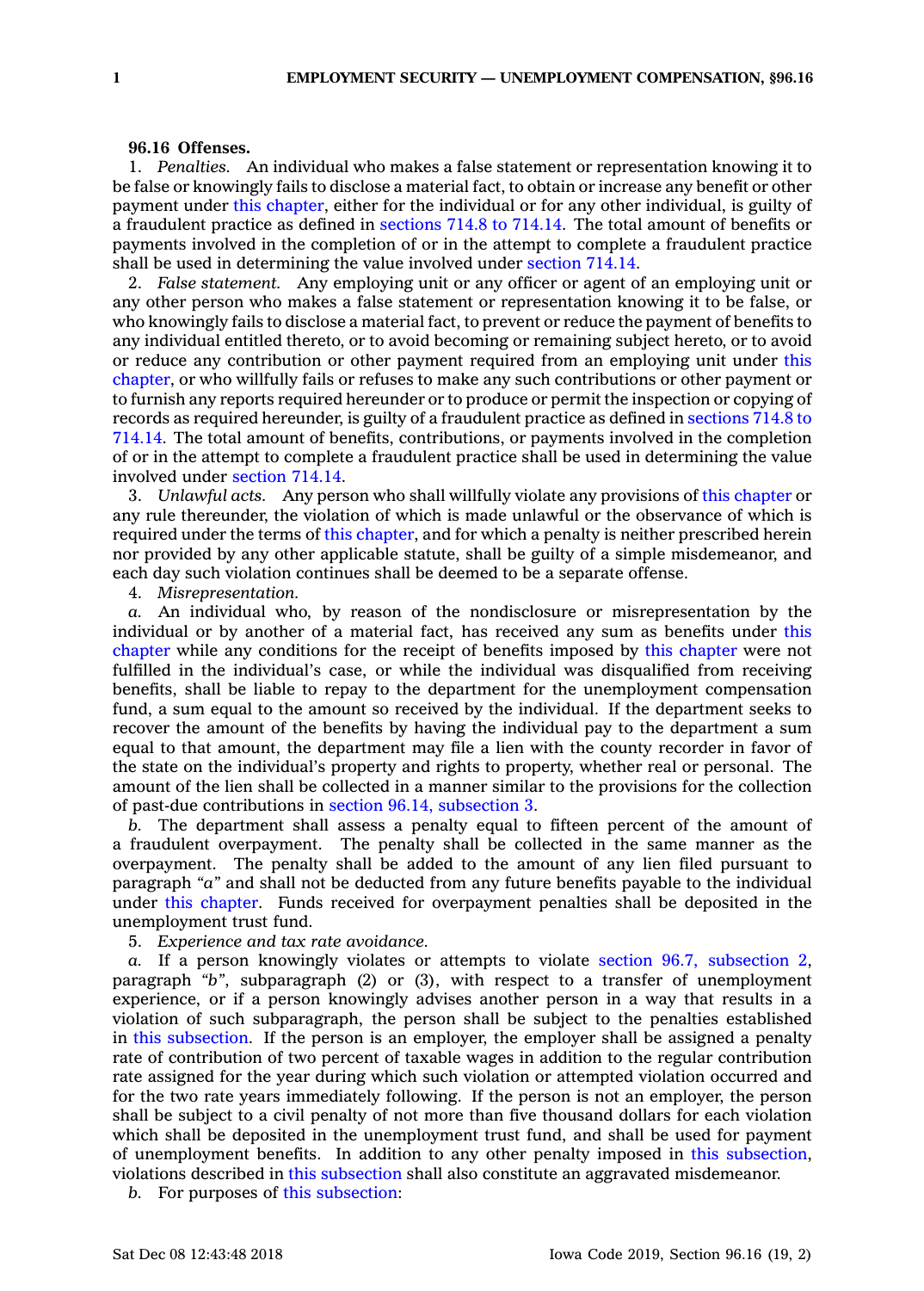**96.16 Offenses.**

1. *Penalties.* An individual who makes a false statement or representation knowing it to be false or knowingly fails to disclose a material fact, to obtain or increase any benefit or other payment under this chapter, either for the individual or for any other individual, is guilty of a fraudulent practice as defined in sections 714.8 to 714.14. The total amount of benefits or payments involved in the completion of or in the attempt to complete a fraudulent practice shall be used in determining the value involved under section 714.14.

2. *False statement.* Any employing unit or any officer or agent of an employing unit or any other person who makes a false statement or representation knowing it to be false, or who knowingly fails to disclose a material fact, to prevent or reduce the payment of benefits to any individual entitled thereto, or to avoid becoming or remaining subject hereto, or to avoid or reduce any contribution or other payment required from an employing unit under this chapter, or who willfully fails or refuses to make any such contributions or other payment or to furnish any reports required hereunder or to produce or permit the inspection or copying of records as required hereunder, is guilty of a fraudulent practice as defined in sections 714.8 to 714.14. The total amount of benefits, contributions, or payments involved in the completion of or in the attempt to complete a fraudulent practice shall be used in determining the value involved under section 714.14.

3. *Unlawful acts.* Any person who shall willfully violate any provisions of this chapter or any rule thereunder, the violation of which is made unlawful or the observance of which is required under the terms of this chapter, and for which a penalty is neither prescribed herein nor provided by any other applicable statute, shall be guilty of a simple misdemeanor, and each day such violation continues shall be deemed to be a separate offense.

4. *Misrepresentation.*

*a.* An individual who, by reason of the nondisclosure or misrepresentation by the individual or by another of a material fact, has received any sum as benefits under this chapter while any conditions for the receipt of benefits imposed by this chapter were not fulfilled in the individual's case, or while the individual was disqualified from receiving benefits, shall be liable to repay to the department for the unemployment compensation fund, a sum equal to the amount so received by the individual. If the department seeks to recover the amount of the benefits by having the individual pay to the department a sum equal to that amount, the department may file a lien with the county recorder in favor of the state on the individual's property and rights to property, whether real or personal. The amount of the lien shall be collected in a manner similar to the provisions for the collection of past-due contributions in section 96.14, subsection 3.

*b.* The department shall assess a penalty equal to fifteen percent of the amount of a fraudulent overpayment. The penalty shall be collected in the same manner as the overpayment. The penalty shall be added to the amount of any lien filed pursuant to paragraph *"a"* and shall not be deducted from any future benefits payable to the individual under this chapter. Funds received for overpayment penalties shall be deposited in the unemployment trust fund.

5. *Experience and tax rate avoidance.*

*a.* If a person knowingly violates or attempts to violate section 96.7, subsection 2, paragraph *"b"*, subparagraph (2) or (3), with respect to a transfer of unemployment experience, or if a person knowingly advises another person in a way that results in a violation of such subparagraph, the person shall be subject to the penalties established in this subsection. If the person is an employer, the employer shall be assigned a penalty rate of contribution of two percent of taxable wages in addition to the regular contribution rate assigned for the year during which such violation or attempted violation occurred and for the two rate years immediately following. If the person is not an employer, the person shall be subject to a civil penalty of not more than five thousand dollars for each violation which shall be deposited in the unemployment trust fund, and shall be used for payment of unemployment benefits. In addition to any other penalty imposed in this subsection, violations described in this subsection shall also constitute an aggravated misdemeanor.

*b.* For purposes of this subsection: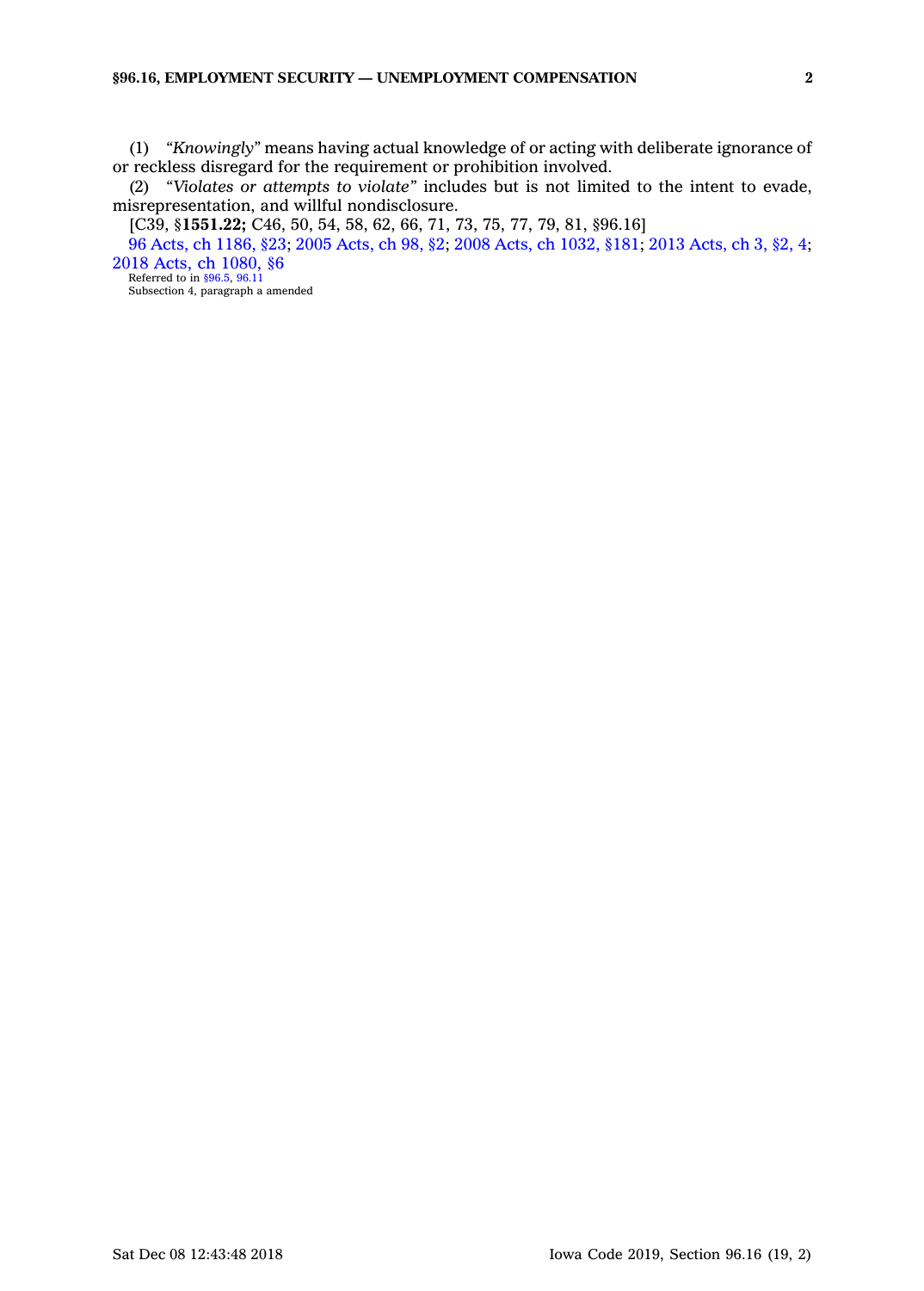(1) *"Knowingly"* means having actual knowledge of or acting with deliberate ignorance of or reckless disregard for the requirement or prohibition involved.

(2) *"Violates or attempts to violate"* includes but is not limited to the intent to evade, misrepresentation, and willful nondisclosure.

[C39, §**1551.22;** C46, 50, 54, 58, 62, 66, 71, 73, 75, 77, 79, 81, §96.16]

96 Acts, ch 1186, §23; 2005 Acts, ch 98, §2; 2008 Acts, ch 1032, §181; 2013 Acts, ch 3, §2, 4; 2018 Acts, ch 1080, §6

Referred to in §96.5, 96.11

Subsection 4, paragraph a amended